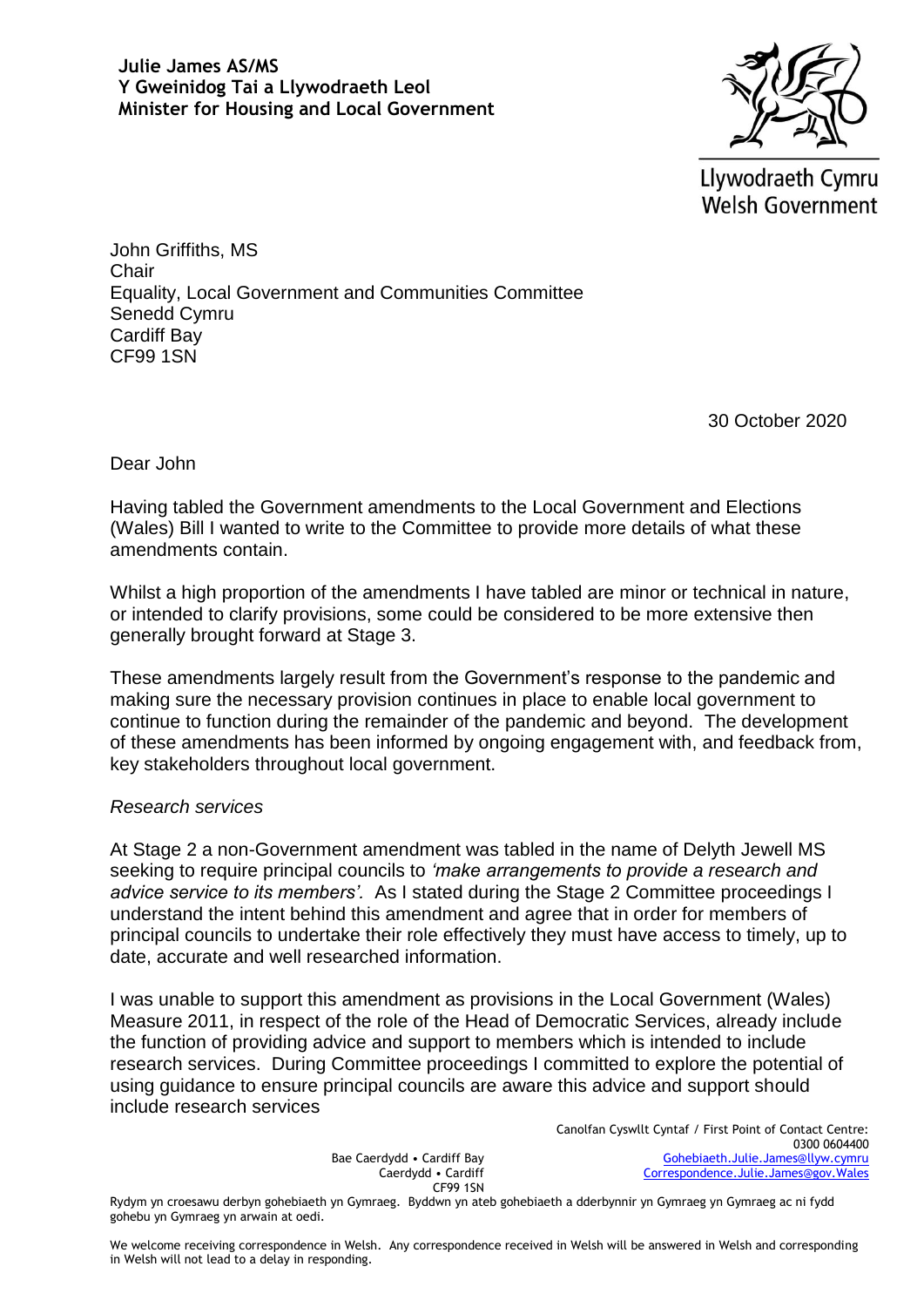**Julie James AS/MS**
**Y Gweinidog Tai a Llywodraeth Leol**
**Minister for Housing and Local Government**

Llywodraeth Cymru
Welsh Government

John Griffiths, MS
Chair
Equality, Local Government and Communities Committee
Senedd Cymru
Cardiff Bay
CF99 1SN

30 October 2020

Dear John

Having tabled the Government amendments to the Local Government and Elections (Wales) Bill I wanted to write to the Committee to provide more details of what these amendments contain.

Whilst a high proportion of the amendments I have tabled are minor or technical in nature, or intended to clarify provisions, some could be considered to be more extensive then generally brought forward at Stage 3.

These amendments largely result from the Government's response to the pandemic and making sure the necessary provision continues in place to enable local government to continue to function during the remainder of the pandemic and beyond. The development of these amendments has been informed by ongoing engagement with, and feedback from, key stakeholders throughout local government.

*Research services*

At Stage 2 a non-Government amendment was tabled in the name of Delyth Jewell MS seeking to require principal councils to *'make arrangements to provide a research and advice service to its members'.* As I stated during the Stage 2 Committee proceedings I understand the intent behind this amendment and agree that in order for members of principal councils to undertake their role effectively they must have access to timely, up to date, accurate and well researched information.

I was unable to support this amendment as provisions in the Local Government (Wales) Measure 2011, in respect of the role of the Head of Democratic Services, already include the function of providing advice and support to members which is intended to include research services. During Committee proceedings I committed to explore the potential of using guidance to ensure principal councils are aware this advice and support should include research services

Canolfan Cyswllt Cyntaf / First Point of Contact Centre:
0300 0604400
Gohebiaeth.Julie.James@llyw.cymru
Correspondence.Julie.James@gov.Wales

Bae Caerdydd • Cardiff Bay
Caerdydd • Cardiff
CF99 1SN

Rydym yn croesawu derbyn gohebiaeth yn Gymraeg. Byddwn yn ateb gohebiaeth a dderbynnir yn Gymraeg yn Gymraeg ac ni fydd gohebu yn Gymraeg yn arwain at oedi.

We welcome receiving correspondence in Welsh. Any correspondence received in Welsh will be answered in Welsh and corresponding in Welsh will not lead to a delay in responding.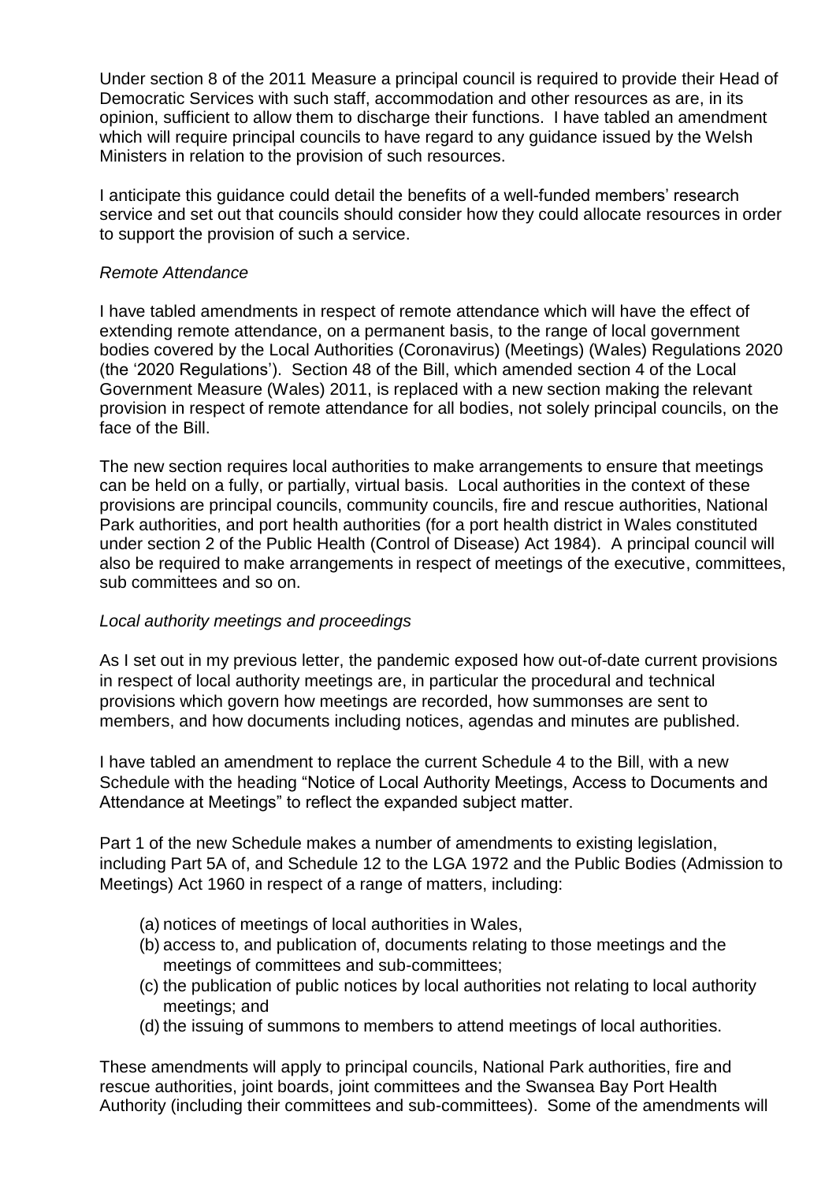Under section 8 of the 2011 Measure a principal council is required to provide their Head of Democratic Services with such staff, accommodation and other resources as are, in its opinion, sufficient to allow them to discharge their functions. I have tabled an amendment which will require principal councils to have regard to any guidance issued by the Welsh Ministers in relation to the provision of such resources.

I anticipate this guidance could detail the benefits of a well-funded members' research service and set out that councils should consider how they could allocate resources in order to support the provision of such a service.

*Remote Attendance*

I have tabled amendments in respect of remote attendance which will have the effect of extending remote attendance, on a permanent basis, to the range of local government bodies covered by the Local Authorities (Coronavirus) (Meetings) (Wales) Regulations 2020 (the '2020 Regulations'). Section 48 of the Bill, which amended section 4 of the Local Government Measure (Wales) 2011, is replaced with a new section making the relevant provision in respect of remote attendance for all bodies, not solely principal councils, on the face of the Bill.

The new section requires local authorities to make arrangements to ensure that meetings can be held on a fully, or partially, virtual basis. Local authorities in the context of these provisions are principal councils, community councils, fire and rescue authorities, National Park authorities, and port health authorities (for a port health district in Wales constituted under section 2 of the Public Health (Control of Disease) Act 1984). A principal council will also be required to make arrangements in respect of meetings of the executive, committees, sub committees and so on.

*Local authority meetings and proceedings*

As I set out in my previous letter, the pandemic exposed how out-of-date current provisions in respect of local authority meetings are, in particular the procedural and technical provisions which govern how meetings are recorded, how summonses are sent to members, and how documents including notices, agendas and minutes are published.

I have tabled an amendment to replace the current Schedule 4 to the Bill, with a new Schedule with the heading "Notice of Local Authority Meetings, Access to Documents and Attendance at Meetings" to reflect the expanded subject matter.

Part 1 of the new Schedule makes a number of amendments to existing legislation, including Part 5A of, and Schedule 12 to the LGA 1972 and the Public Bodies (Admission to Meetings) Act 1960 in respect of a range of matters, including:

(a) notices of meetings of local authorities in Wales,
(b) access to, and publication of, documents relating to those meetings and the meetings of committees and sub-committees;
(c) the publication of public notices by local authorities not relating to local authority meetings; and
(d) the issuing of summons to members to attend meetings of local authorities.

These amendments will apply to principal councils, National Park authorities, fire and rescue authorities, joint boards, joint committees and the Swansea Bay Port Health Authority (including their committees and sub-committees). Some of the amendments will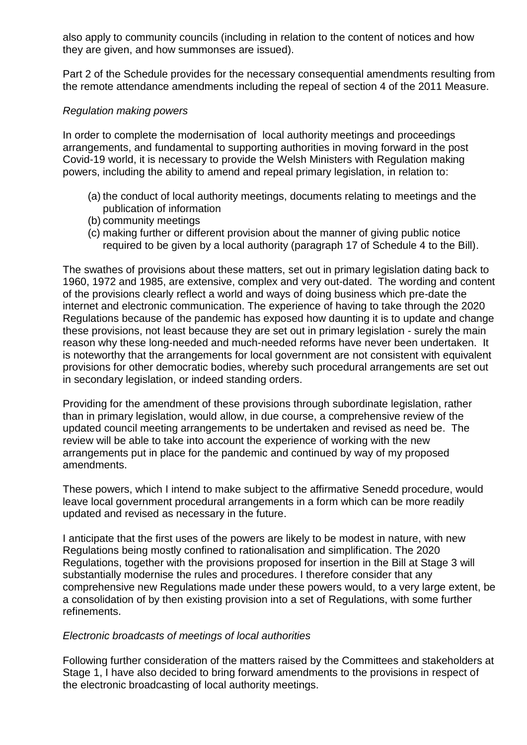also apply to community councils (including in relation to the content of notices and how they are given, and how summonses are issued).

Part 2 of the Schedule provides for the necessary consequential amendments resulting from the remote attendance amendments including the repeal of section 4 of the 2011 Measure.

*Regulation making powers*

In order to complete the modernisation of local authority meetings and proceedings arrangements, and fundamental to supporting authorities in moving forward in the post Covid-19 world, it is necessary to provide the Welsh Ministers with Regulation making powers, including the ability to amend and repeal primary legislation, in relation to:

(a) the conduct of local authority meetings, documents relating to meetings and the publication of information
(b) community meetings
(c) making further or different provision about the manner of giving public notice required to be given by a local authority (paragraph 17 of Schedule 4 to the Bill).

The swathes of provisions about these matters, set out in primary legislation dating back to 1960, 1972 and 1985, are extensive, complex and very out-dated. The wording and content of the provisions clearly reflect a world and ways of doing business which pre-date the internet and electronic communication. The experience of having to take through the 2020 Regulations because of the pandemic has exposed how daunting it is to update and change these provisions, not least because they are set out in primary legislation - surely the main reason why these long-needed and much-needed reforms have never been undertaken. It is noteworthy that the arrangements for local government are not consistent with equivalent provisions for other democratic bodies, whereby such procedural arrangements are set out in secondary legislation, or indeed standing orders.

Providing for the amendment of these provisions through subordinate legislation, rather than in primary legislation, would allow, in due course, a comprehensive review of the updated council meeting arrangements to be undertaken and revised as need be. The review will be able to take into account the experience of working with the new arrangements put in place for the pandemic and continued by way of my proposed amendments.

These powers, which I intend to make subject to the affirmative Senedd procedure, would leave local government procedural arrangements in a form which can be more readily updated and revised as necessary in the future.

I anticipate that the first uses of the powers are likely to be modest in nature, with new Regulations being mostly confined to rationalisation and simplification. The 2020 Regulations, together with the provisions proposed for insertion in the Bill at Stage 3 will substantially modernise the rules and procedures. I therefore consider that any comprehensive new Regulations made under these powers would, to a very large extent, be a consolidation of by then existing provision into a set of Regulations, with some further refinements.

*Electronic broadcasts of meetings of local authorities*

Following further consideration of the matters raised by the Committees and stakeholders at Stage 1, I have also decided to bring forward amendments to the provisions in respect of the electronic broadcasting of local authority meetings.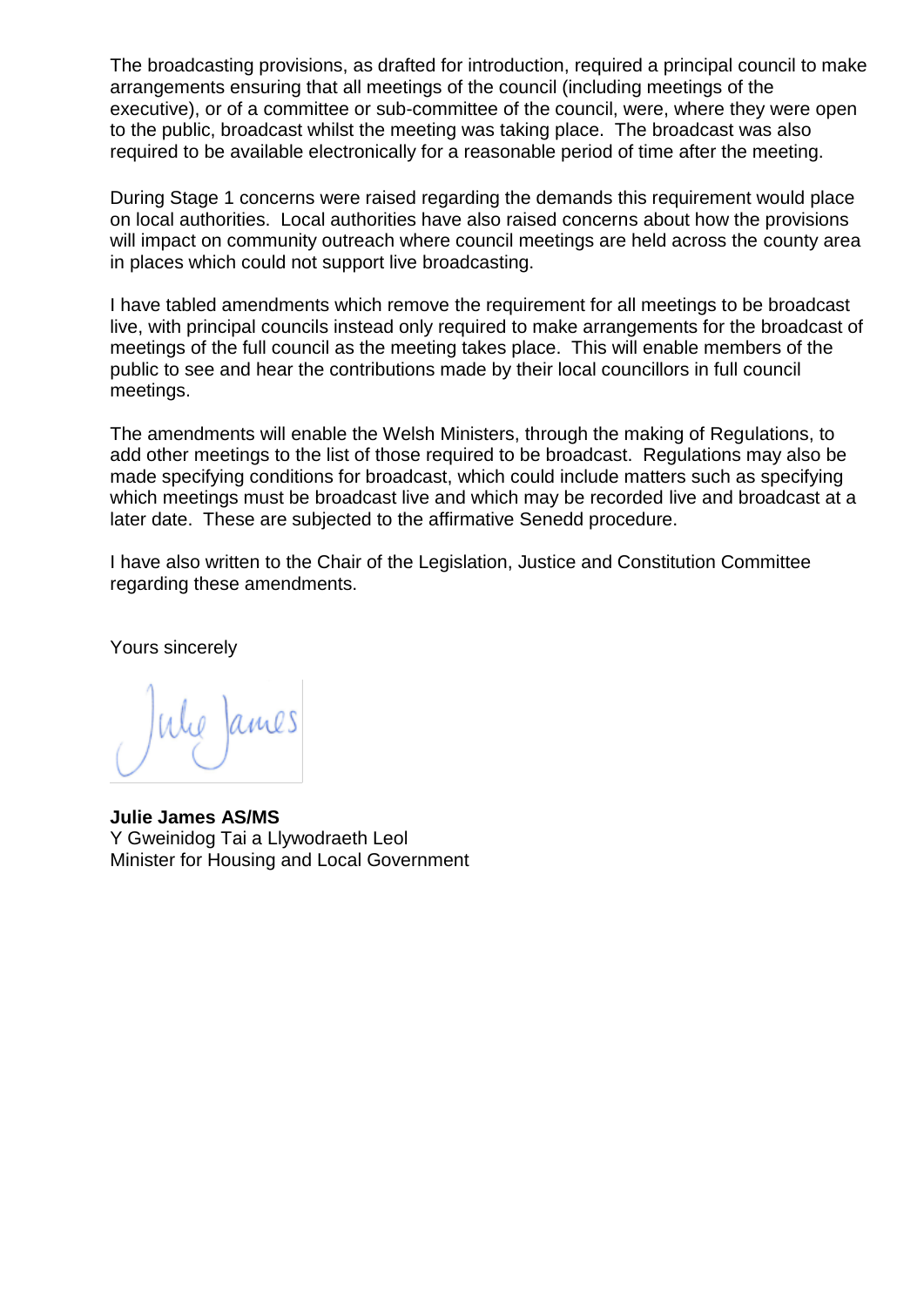The broadcasting provisions, as drafted for introduction, required a principal council to make arrangements ensuring that all meetings of the council (including meetings of the executive), or of a committee or sub-committee of the council, were, where they were open to the public, broadcast whilst the meeting was taking place. The broadcast was also required to be available electronically for a reasonable period of time after the meeting.

During Stage 1 concerns were raised regarding the demands this requirement would place on local authorities. Local authorities have also raised concerns about how the provisions will impact on community outreach where council meetings are held across the county area in places which could not support live broadcasting.

I have tabled amendments which remove the requirement for all meetings to be broadcast live, with principal councils instead only required to make arrangements for the broadcast of meetings of the full council as the meeting takes place. This will enable members of the public to see and hear the contributions made by their local councillors in full council meetings.

The amendments will enable the Welsh Ministers, through the making of Regulations, to add other meetings to the list of those required to be broadcast. Regulations may also be made specifying conditions for broadcast, which could include matters such as specifying which meetings must be broadcast live and which may be recorded live and broadcast at a later date. These are subjected to the affirmative Senedd procedure.

I have also written to the Chair of the Legislation, Justice and Constitution Committee regarding these amendments.

Yours sincerely

Julie James

**Julie James AS/MS**
Y Gweinidog Tai a Llywodraeth Leol
Minister for Housing and Local Government